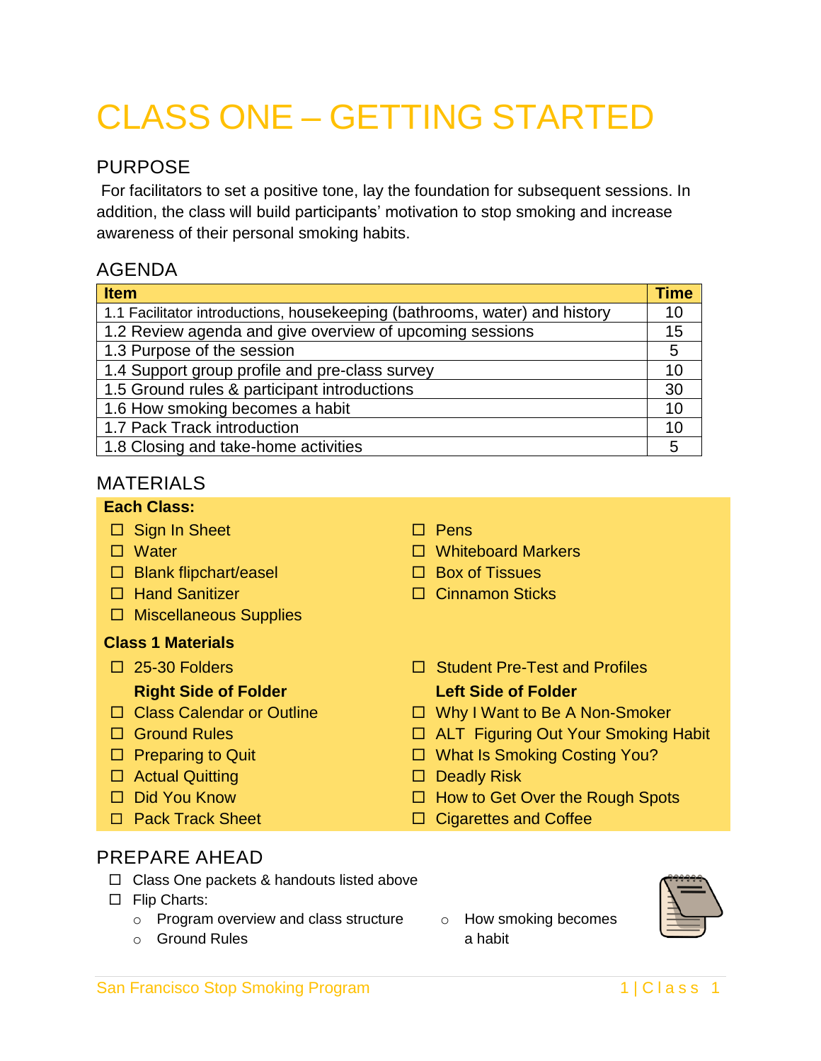# CLASS ONE – GETTING STARTED

## PURPOSE

For facilitators to set a positive tone, lay the foundation for subsequent sessions. In addition, the class will build participants' motivation to stop smoking and increase awareness of their personal smoking habits.

## AGENDA

| Item | Time |
|---|---|
| 1.1 Facilitator introductions, housekeeping (bathrooms, water) and history | 10 |
| 1.2 Review agenda and give overview of upcoming sessions | 15 |
| 1.3 Purpose of the session | 5 |
| 1.4 Support group profile and pre-class survey | 10 |
| 1.5 Ground rules & participant introductions | 30 |
| 1.6 How smoking becomes a habit | 10 |
| 1.7 Pack Track introduction | 10 |
| 1.8 Closing and take-home activities | 5 |

## MATERIALS

**Each Class:**

- ☐ Sign In Sheet
- ☐ Water
- ☐ Blank flipchart/easel
- ☐ Hand Sanitizer
- ☐ Miscellaneous Supplies
- ☐ Pens
- ☐ Whiteboard Markers
- ☐ Box of Tissues
- ☐ Cinnamon Sticks

**Class 1 Materials**

- ☐ 25-30 Folders
- ☐ Student Pre-Test and Profiles

**Right Side of Folder**

- ☐ Class Calendar or Outline
- ☐ Ground Rules
- ☐ Preparing to Quit
- ☐ Actual Quitting
- ☐ Did You Know
- ☐ Pack Track Sheet

**Left Side of Folder**

- ☐ Why I Want to Be A Non-Smoker
- ☐ ALT Figuring Out Your Smoking Habit
- ☐ What Is Smoking Costing You?
- ☐ Deadly Risk
- ☐ How to Get Over the Rough Spots
- ☐ Cigarettes and Coffee

## PREPARE AHEAD

- ☐ Class One packets & handouts listed above
- ☐ Flip Charts:
  - Program overview and class structure
  - Ground Rules
  - How smoking becomes a habit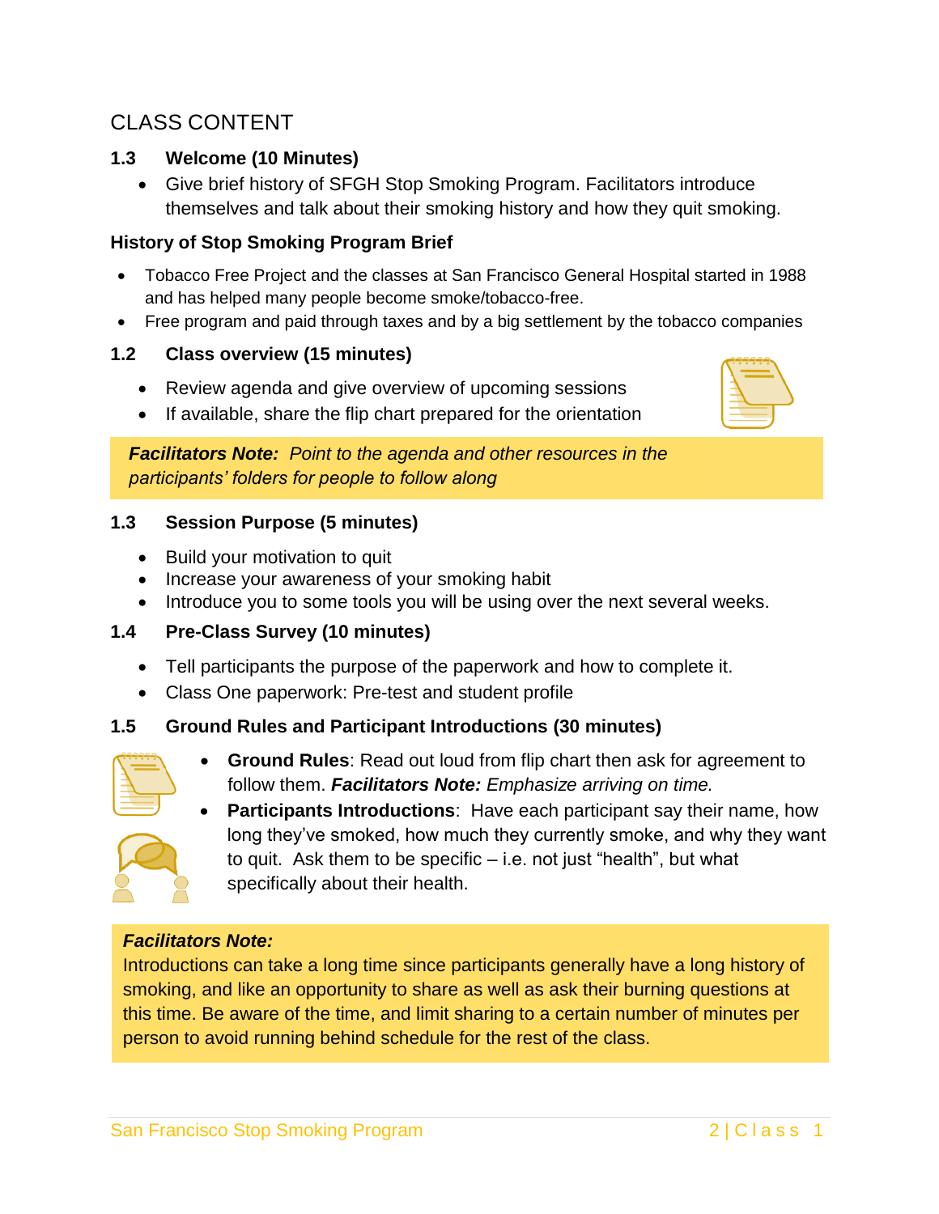## CLASS CONTENT

### 1.3 Welcome (10 Minutes)

- Give brief history of SFGH Stop Smoking Program. Facilitators introduce themselves and talk about their smoking history and how they quit smoking.

**History of Stop Smoking Program Brief**

- Tobacco Free Project and the classes at San Francisco General Hospital started in 1988 and has helped many people become smoke/tobacco-free.
- Free program and paid through taxes and by a big settlement by the tobacco companies

### 1.2 Class overview (15 minutes)

- Review agenda and give overview of upcoming sessions
- If available, share the flip chart prepared for the orientation

> ***Facilitators Note:*** *Point to the agenda and other resources in the participants' folders for people to follow along*

### 1.3 Session Purpose (5 minutes)

- Build your motivation to quit
- Increase your awareness of your smoking habit
- Introduce you to some tools you will be using over the next several weeks.

### 1.4 Pre-Class Survey (10 minutes)

- Tell participants the purpose of the paperwork and how to complete it.
- Class One paperwork: Pre-test and student profile

### 1.5 Ground Rules and Participant Introductions (30 minutes)

- **Ground Rules**: Read out loud from flip chart then ask for agreement to follow them. ***Facilitators Note:*** *Emphasize arriving on time.*
- **Participants Introductions**: Have each participant say their name, how long they've smoked, how much they currently smoke, and why they want to quit. Ask them to be specific – i.e. not just "health", but what specifically about their health.

> ***Facilitators Note:***
> Introductions can take a long time since participants generally have a long history of smoking, and like an opportunity to share as well as ask their burning questions at this time. Be aware of the time, and limit sharing to a certain number of minutes per person to avoid running behind schedule for the rest of the class.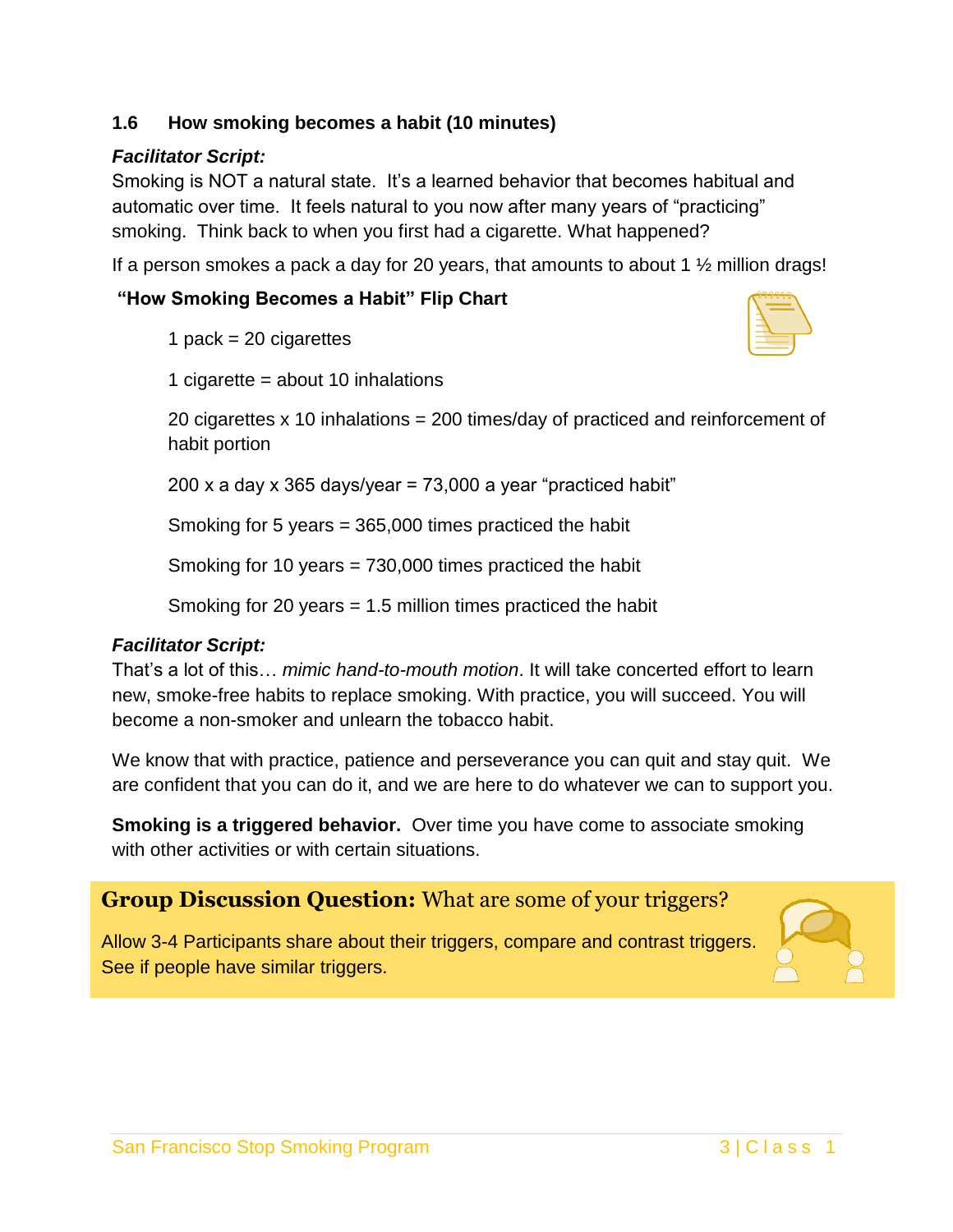### 1.6 How smoking becomes a habit (10 minutes)

***Facilitator Script:***
Smoking is NOT a natural state. It's a learned behavior that becomes habitual and automatic over time. It feels natural to you now after many years of "practicing" smoking. Think back to when you first had a cigarette. What happened?

If a person smokes a pack a day for 20 years, that amounts to about 1 ½ million drags!

**"How Smoking Becomes a Habit" Flip Chart**

1 pack = 20 cigarettes

1 cigarette = about 10 inhalations

20 cigarettes x 10 inhalations = 200 times/day of practiced and reinforcement of habit portion

200 x a day x 365 days/year = 73,000 a year "practiced habit"

Smoking for 5 years = 365,000 times practiced the habit

Smoking for 10 years = 730,000 times practiced the habit

Smoking for 20 years = 1.5 million times practiced the habit

***Facilitator Script:***
That's a lot of this… *mimic hand-to-mouth motion*. It will take concerted effort to learn new, smoke-free habits to replace smoking. With practice, you will succeed. You will become a non-smoker and unlearn the tobacco habit.

We know that with practice, patience and perseverance you can quit and stay quit. We are confident that you can do it, and we are here to do whatever we can to support you.

**Smoking is a triggered behavior.** Over time you have come to associate smoking with other activities or with certain situations.

**Group Discussion Question:** What are some of your triggers?

Allow 3-4 Participants share about their triggers, compare and contrast triggers. See if people have similar triggers.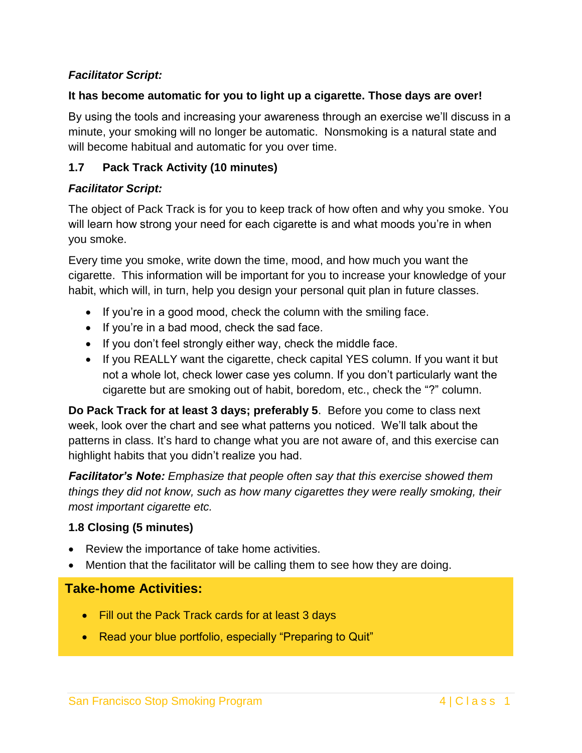***Facilitator Script:***

**It has become automatic for you to light up a cigarette. Those days are over!**

By using the tools and increasing your awareness through an exercise we'll discuss in a minute, your smoking will no longer be automatic. Nonsmoking is a natural state and will become habitual and automatic for you over time.

### 1.7 Pack Track Activity (10 minutes)

***Facilitator Script:***

The object of Pack Track is for you to keep track of how often and why you smoke. You will learn how strong your need for each cigarette is and what moods you're in when you smoke.

Every time you smoke, write down the time, mood, and how much you want the cigarette. This information will be important for you to increase your knowledge of your habit, which will, in turn, help you design your personal quit plan in future classes.

- If you're in a good mood, check the column with the smiling face.
- If you're in a bad mood, check the sad face.
- If you don't feel strongly either way, check the middle face.
- If you REALLY want the cigarette, check capital YES column. If you want it but not a whole lot, check lower case yes column. If you don't particularly want the cigarette but are smoking out of habit, boredom, etc., check the "?" column.

**Do Pack Track for at least 3 days; preferably 5**. Before you come to class next week, look over the chart and see what patterns you noticed. We'll talk about the patterns in class. It's hard to change what you are not aware of, and this exercise can highlight habits that you didn't realize you had.

***Facilitator's Note:*** *Emphasize that people often say that this exercise showed them things they did not know, such as how many cigarettes they were really smoking, their most important cigarette etc.*

### 1.8 Closing (5 minutes)

- Review the importance of take home activities.
- Mention that the facilitator will be calling them to see how they are doing.

## Take-home Activities:

- Fill out the Pack Track cards for at least 3 days
- Read your blue portfolio, especially "Preparing to Quit"